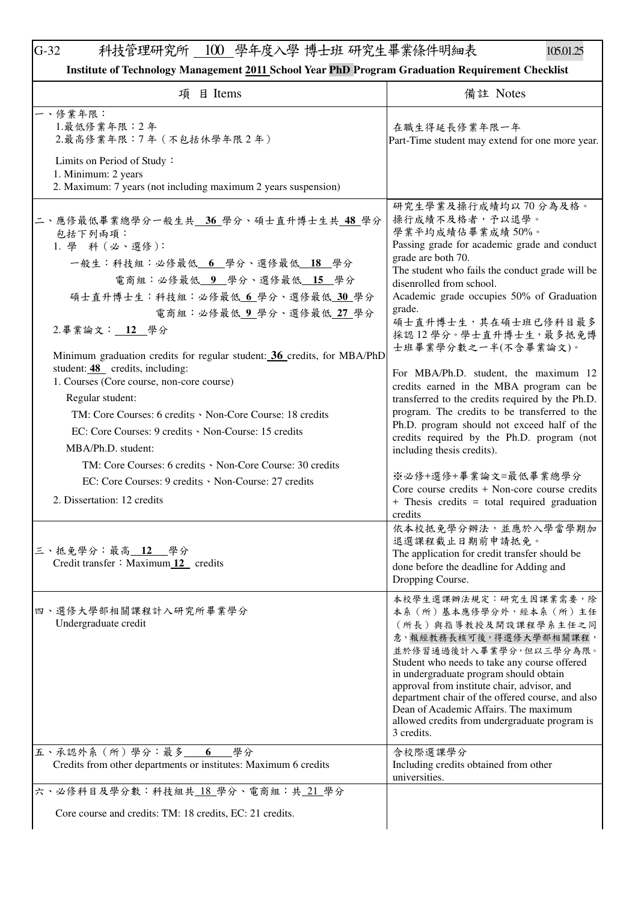G-32 科技管理研究所 100 學年度入學 博士班 研究生畢業條件明細表 105.01.25

**Institute of Technology Management 2011 School Year PhD Program Graduation Requirement Checklist**

| 項 目 Items | 備註 Notes |
|---|---|
| 一、修業年限：<br>1.最低修業年限：2 年<br>2.最高修業年限：7 年（不包括休學年限 2 年）<br>Limits on Period of Study：<br>1. Minimum: 2 years<br>2. Maximum: 7 years (not including maximum 2 years suspension) | 在職生得延長修業年限一年<br>Part-Time student may extend for one more year. |
| 二、應修最低畢業總學分一般生共 **36** 學分、碩士直升博士生共 **48** 學分包括下列兩項：<br>1. 學 科（必、選修）：<br>一般生：科技組：必修最低 **6** 學分、選修最低 **18** 學分<br>電商組：必修最低 **9** 學分、選修最低 **15** 學分<br>碩士直升博士生：科技組：必修最低 **6** 學分、選修最低 **30** 學分<br>電商組：必修最低 **9** 學分、選修最低 **27** 學分<br>2.畢業論文： **12** 學分<br>Minimum graduation credits for regular student: **36** credits, for MBA/PhD student: **48** credits, including:<br>1. Courses (Core course, non-core course)<br>Regular student:<br>TM: Core Courses: 6 credits、Non-Core Course: 18 credits<br>EC: Core Courses: 9 credits、Non-Course: 15 credits<br>MBA/Ph.D. student:<br>TM: Core Courses: 6 credits、Non-Core Course: 30 credits<br>EC: Core Courses: 9 credits、Non-Course: 27 credits<br>2. Dissertation: 12 credits | 研究生學業及操行成績均以 70 分為及格。操行成績不及格者，予以退學。<br>學業平均成績佔畢業成績 50%。<br>Passing grade for academic grade and conduct grade are both 70.<br>The student who fails the conduct grade will be disenrolled from school.<br>Academic grade occupies 50% of Graduation grade.<br>碩士直升博士生，其在碩士班已修科目最多採認 12 學分。學士直升博士生，最多抵免博士班畢業學分數之一半(不含畢業論文)。<br>For MBA/Ph.D. student, the maximum 12 credits earned in the MBA program can be transferred to the credits required by the Ph.D. program. The credits to be transferred to the Ph.D. program should not exceed half of the credits required by the Ph.D. program (not including thesis credits).<br>※必修+選修+畢業論文=最低畢業總學分<br>Core course credits + Non-core course credits + Thesis credits = total required graduation credits |
| 三、抵免學分：最高 **12** 學分<br>Credit transfer：Maximum **12** credits | 依本校抵免學分辦法，並應於入學當學期加退選課程截止日期前申請抵免。<br>The application for credit transfer should be done before the deadline for Adding and Dropping Course. |
| 四、選修大學部相關課程計入研究所畢業學分<br>Undergraduate credit | 本校學生選課辦法規定：研究生因課業需要，除本系（所）基本應修學分外，經本系（所）主任（所長）與指導教授及開設課程學系主任之同意，報經教務長核可後，得選修大學部相關課程，並於修習通過後計入畢業學分，但以三學分為限。<br>Student who needs to take any course offered in undergraduate program should obtain approval from institute chair, advisor, and department chair of the offered course, and also Dean of Academic Affairs. The maximum allowed credits from undergraduate program is 3 credits. |
| 五、承認外系（所）學分：最多 **6** 學分<br>Credits from other departments or institutes: Maximum 6 credits | 含校際選課學分<br>Including credits obtained from other universities. |
| 六、必修科目及學分數：科技組共 18 學分、電商組：共 21 學分<br>Core course and credits: TM: 18 credits, EC: 21 credits. | |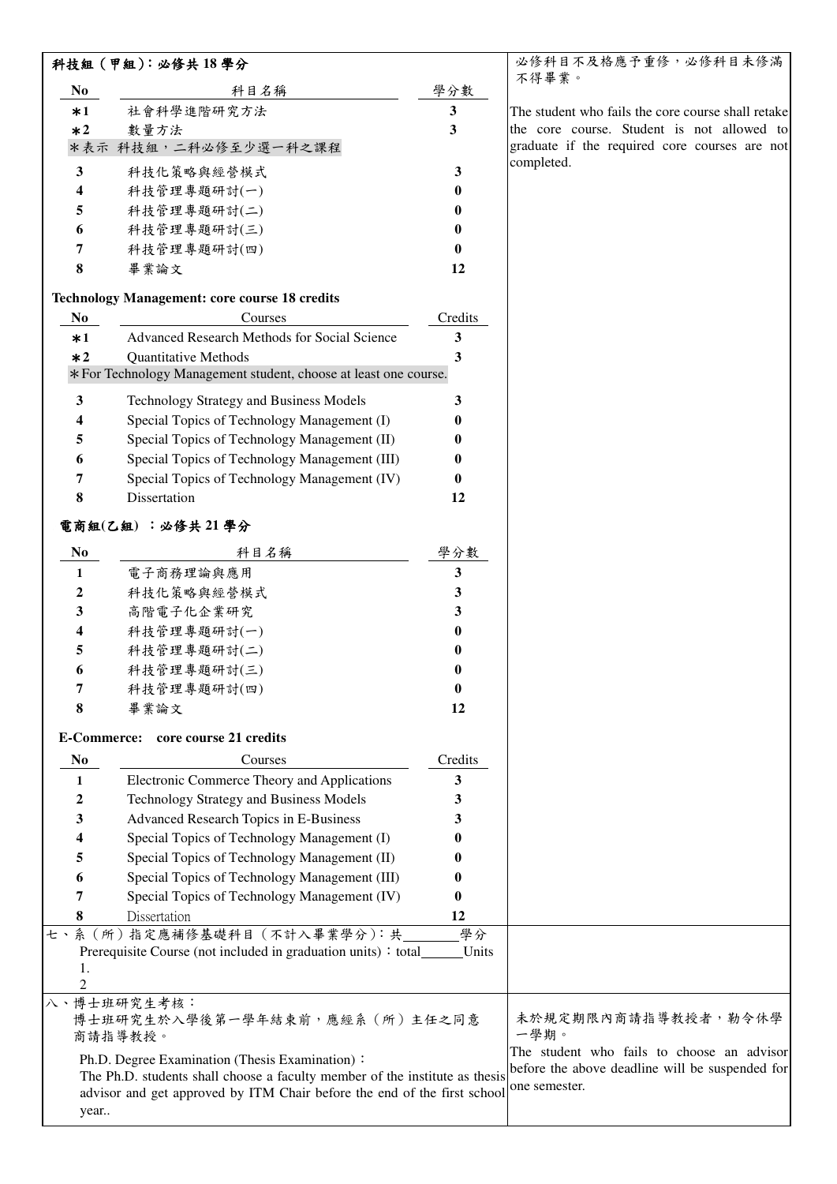**科技組（甲組）：必修共 18 學分**

| No | 科目名稱 | 學分數 |
|---|---|---|
| *1 | 社會科學進階研究方法 | 3 |
| *2 | 數量方法 | 3 |
| *表示 科技組，二科必修至少選一科之課程 | | |
| 3 | 科技化策略與經營模式 | 3 |
| 4 | 科技管理專題研討(一) | 0 |
| 5 | 科技管理專題研討(二) | 0 |
| 6 | 科技管理專題研討(三) | 0 |
| 7 | 科技管理專題研討(四) | 0 |
| 8 | 畢業論文 | 12 |

**Technology Management: core course 18 credits**

| No | Courses | Credits |
|---|---|---|
| *1 | Advanced Research Methods for Social Science | 3 |
| *2 | Quantitative Methods | 3 |
| *For Technology Management student, choose at least one course. | | |
| 3 | Technology Strategy and Business Models | 3 |
| 4 | Special Topics of Technology Management (I) | 0 |
| 5 | Special Topics of Technology Management (II) | 0 |
| 6 | Special Topics of Technology Management (III) | 0 |
| 7 | Special Topics of Technology Management (IV) | 0 |
| 8 | Dissertation | 12 |

必修科目不及格應予重修，必修科目未修滿不得畢業。

The student who fails the core course shall retake the core course. Student is not allowed to graduate if the required core courses are not completed.

**電商組(乙組) ：必修共 21 學分**

| No | 科目名稱 | 學分數 |
|---|---|---|
| 1 | 電子商務理論與應用 | 3 |
| 2 | 科技化策略與經營模式 | 3 |
| 3 | 高階電子化企業研究 | 3 |
| 4 | 科技管理專題研討(一) | 0 |
| 5 | 科技管理專題研討(二) | 0 |
| 6 | 科技管理專題研討(三) | 0 |
| 7 | 科技管理專題研討(四) | 0 |
| 8 | 畢業論文 | 12 |

**E-Commerce: core course 21 credits**

| No | Courses | Credits |
|---|---|---|
| 1 | Electronic Commerce Theory and Applications | 3 |
| 2 | Technology Strategy and Business Models | 3 |
| 3 | Advanced Research Topics in E-Business | 3 |
| 4 | Special Topics of Technology Management (I) | 0 |
| 5 | Special Topics of Technology Management (II) | 0 |
| 6 | Special Topics of Technology Management (III) | 0 |
| 7 | Special Topics of Technology Management (IV) | 0 |
| 8 | Dissertation | 12 |

七、系（所）指定應補修基礎科目（不計入畢業學分）：共_______學分

Prerequisite Course (not included in graduation units)：total______Units

1.

2

八、博士班研究生考核：

博士班研究生於入學後第一學年結束前，應經系（所）主任之同意商請指導教授。

Ph.D. Degree Examination (Thesis Examination)：

The Ph.D. students shall choose a faculty member of the institute as thesis advisor and get approved by ITM Chair before the end of the first school year..

未於規定期限內商請指導教授者，勒令休學一學期。

The student who fails to choose an advisor before the above deadline will be suspended for one semester.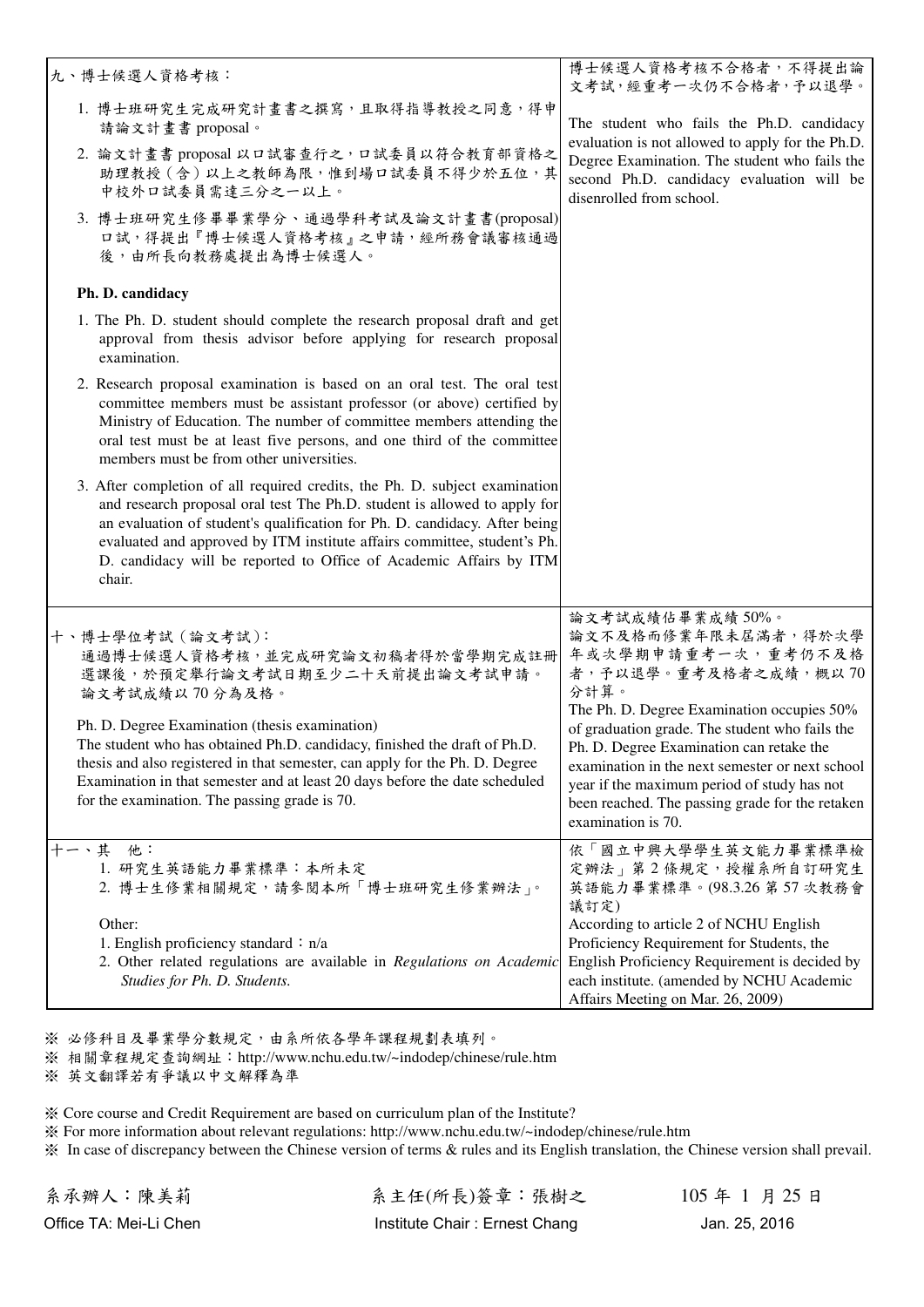| | |
|---|---|
| 九、博士候選人資格考核：<br>1. 博士班研究生完成研究計畫書之撰寫，且取得指導教授之同意，得申請論文計畫書 proposal。<br>2. 論文計畫書 proposal 以口試審查行之，口試委員以符合教育部資格之助理教授（含）以上之教師為限，惟到場口試委員不得少於五位，其中校外口試委員需達三分之一以上。<br>3. 博士班研究生修畢畢業學分、通過學科考試及論文計畫書(proposal)口試，得提出『博士候選人資格考核』之申請，經所務會議審核通過後，由所長向教務處提出為博士候選人。<br><br>**Ph. D. candidacy**<br>1. The Ph. D. student should complete the research proposal draft and get approval from thesis advisor before applying for research proposal examination.<br>2. Research proposal examination is based on an oral test. The oral test committee members must be assistant professor (or above) certified by Ministry of Education. The number of committee members attending the oral test must be at least five persons, and one third of the committee members must be from other universities.<br>3. After completion of all required credits, the Ph. D. subject examination and research proposal oral test The Ph.D. student is allowed to apply for an evaluation of student's qualification for Ph. D. candidacy. After being evaluated and approved by ITM institute affairs committee, student's Ph. D. candidacy will be reported to Office of Academic Affairs by ITM chair. | 博士候選人資格考核不合格者，不得提出論文考試，經重考一次仍不合格者，予以退學。<br><br>The student who fails the Ph.D. candidacy evaluation is not allowed to apply for the Ph.D. Degree Examination. The student who fails the second Ph.D. candidacy evaluation will be disenrolled from school. |
| 十、博士學位考試（論文考試）：<br>通過博士候選人資格考核，並完成研究論文初稿者得於當學期完成註冊選課後，於預定舉行論文考試日期至少二十天前提出論文考試申請。論文考試成績以 70 分為及格。<br><br>Ph. D. Degree Examination (thesis examination)<br>The student who has obtained Ph.D. candidacy, finished the draft of Ph.D. thesis and also registered in that semester, can apply for the Ph. D. Degree Examination in that semester and at least 20 days before the date scheduled for the examination. The passing grade is 70. | 論文考試成績佔畢業成績 50%。<br>論文不及格而修業年限未屆滿者，得於次學年或次學期申請重考一次，重考仍不及格者，予以退學。重考及格者之成績，概以 70 分計算。<br>The Ph. D. Degree Examination occupies 50% of graduation grade. The student who fails the Ph. D. Degree Examination can retake the examination in the next semester or next school year if the maximum period of study has not been reached. The passing grade for the retaken examination is 70. |
| 十一、其　他：<br>1. 研究生英語能力畢業標準：本所未定<br>2. 博士生修業相關規定，請參閱本所「博士班研究生修業辦法」。<br><br>Other:<br>1. English proficiency standard：n/a<br>2. Other related regulations are available in *Regulations on Academic Studies for Ph. D. Students.* | 依「國立中興大學學生英文能力畢業標準檢定辦法」第 2 條規定，授權系所自訂研究生英語能力畢業標準。(98.3.26 第 57 次教務會議訂定)<br>According to article 2 of NCHU English Proficiency Requirement for Students, the English Proficiency Requirement is decided by each institute. (amended by NCHU Academic Affairs Meeting on Mar. 26, 2009) |

※ 必修科目及畢業學分數規定，由系所依各學年課程規劃表填列。
※ 相關章程規定查詢網址：http://www.nchu.edu.tw/~indodep/chinese/rule.htm
※ 英文翻譯若有爭議以中文解釋為準

※ Core course and Credit Requirement are based on curriculum plan of the Institute?
※ For more information about relevant regulations: http://www.nchu.edu.tw/~indodep/chinese/rule.htm
※ In case of discrepancy between the Chinese version of terms & rules and its English translation, the Chinese version shall prevail.

系承辦人：陳美莉　　　系主任(所長)簽章：張樹之　　　105 年 1 月 25 日
Office TA: Mei-Li Chen　　　Institute Chair : Ernest Chang　　　Jan. 25, 2016